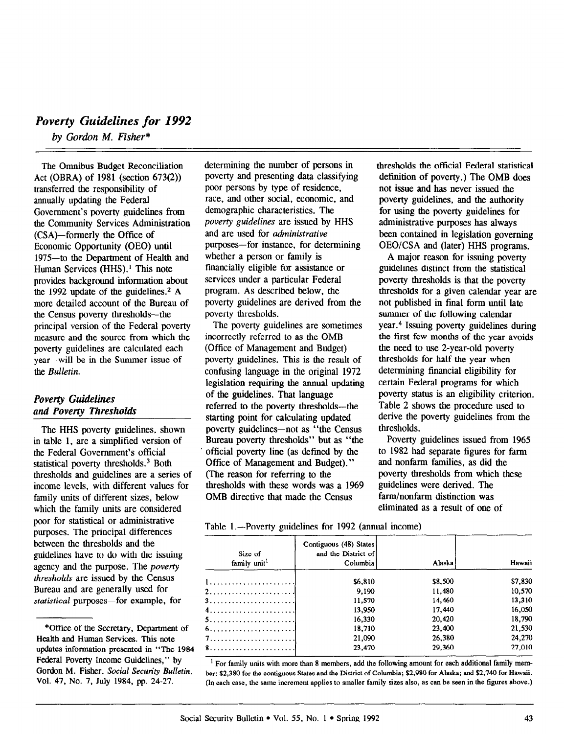# *Poverty Guidelines for 1992*

*by Gordon M. Fisher**

The Omnibus Budget Reconciliation Act (OBRA) of 1981 (section 673(2)) transferred the responsibility of annually updating the Federal Government's poverty guidelines from the Community Services Administration (CSA)—formerly the Office of Economic Opportunity (OEO) until 1975—to the Department of Health and Human Services (HHS).[1] This note provides background information about the 1992 update of the guidelines.[2] A more detailed account of the Bureau of the Census poverty thresholds—the principal version of the Federal poverty measure and the source from which the poverty guidelines are calculated each year—will be in the Summer issue of the *Bulletin.*

## *Poverty Guidelines and Poverty Thresholds*

The HHS poverty guidelines, shown in table 1, are a simplified version of the Federal Government's official statistical poverty thresholds.[3] Both thresholds and guidelines are a series of income levels, with different values for family units of different sizes, below which the family units are considered poor for statistical or administrative purposes. The principal differences between the thresholds and the guidelines have to do with the issuing agency and the purpose. The *poverty thresholds* are issued by the Census Bureau and are generally used for *statistical* purposes—for example, for determining the number of persons in poverty and presenting data classifying poor persons by type of residence, race, and other social, economic, and demographic characteristics. The *poverty guidelines* are issued by HHS and are used for *administrative* purposes—for instance, for determining whether a person or family is financially eligible for assistance or services under a particular Federal program. As described below, the poverty guidelines are derived from the poverty thresholds.

The poverty guidelines are sometimes incorrectly referred to as the OMB (Office of Management and Budget) poverty guidelines. This is the result of confusing language in the original 1972 legislation requiring the annual updating of the guidelines. That language referred to the poverty thresholds—the starting point for calculating updated poverty guidelines—not as "the Census Bureau poverty thresholds" but as "the official poverty line (as defined by the Office of Management and Budget)." (The reason for referring to the thresholds with these words was a 1969 OMB directive that made the Census thresholds the official Federal statistical definition of poverty.) The OMB does not issue and has never issued the poverty guidelines, and the authority for using the poverty guidelines for administrative purposes has always been contained in legislation governing OEO/CSA and (later) HHS programs.

A major reason for issuing poverty guidelines distinct from the statistical poverty thresholds is that the poverty thresholds for a given calendar year are not published in final form until late summer of the following calendar year.[4] Issuing poverty guidelines during the first few months of the year avoids the need to use 2-year-old poverty thresholds for half the year when determining financial eligibility for certain Federal programs for which poverty status is an eligibility criterion. Table 2 shows the procedure used to derive the poverty guidelines from the thresholds.

Poverty guidelines issued from 1965 to 1982 had separate figures for farm and nonfarm families, as did the poverty thresholds from which these guidelines were derived. The farm/nonfarm distinction was eliminated as a result of one of

Table 1.—Poverty guidelines for 1992 (annual income)

| Size of family unit[1] | Contiguous (48) States and the District of Columbia | Alaska | Hawaii |
|---|---|---|---|
| 1 | $6,810 | $8,500 | $7,830 |
| 2 | 9,190 | 11,480 | 10,570 |
| 3 | 11,570 | 14,460 | 13,310 |
| 4 | 13,950 | 17,440 | 16,050 |
| 5 | 16,330 | 20,420 | 18,790 |
| 6 | 18,710 | 23,400 | 21,530 |
| 7 | 21,090 | 26,380 | 24,270 |
| 8 | 23,470 | 29,360 | 27,010 |

[1] For family units with more than 8 members, add the following amount for each additional family member: $2,380 for the contiguous States and the District of Columbia; $2,980 for Alaska; and $2,740 for Hawaii. (In each case, the same increment applies to smaller family sizes also, as can be seen in the figures above.)

*Office of the Secretary, Department of Health and Human Services. This note updates information presented in "The 1984 Federal Poverty Income Guidelines," by Gordon M. Fisher, *Social Security Bulletin*, Vol. 47, No. 7, July 1984, pp. 24-27.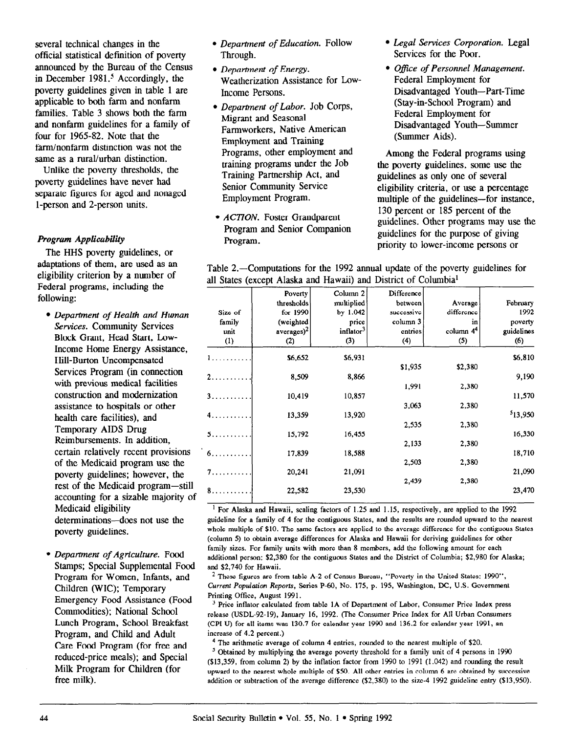several technical changes in the official statistical definition of poverty announced by the Bureau of the Census in December 1981.[5] Accordingly, the poverty guidelines given in table 1 are applicable to both farm and nonfarm families. Table 3 shows both the farm and nonfarm guidelines for a family of four for 1965-82. Note that the farm/nonfarm distinction was not the same as a rural/urban distinction.

Unlike the poverty thresholds, the poverty guidelines have never had separate figures for aged and nonaged 1-person and 2-person units.

### *Program Applicability*

The HHS poverty guidelines, or adaptations of them, are used as an eligibility criterion by a number of Federal programs, including the following:

- *Department of Health and Human Services.* Community Services Block Grant, Head Start, Low-Income Home Energy Assistance, Hill-Burton Uncompensated Services Program (in connection with previous medical facilities construction and modernization assistance to hospitals or other health care facilities), and Temporary AIDS Drug Reimbursements. In addition, certain relatively recent provisions of the Medicaid program use the poverty guidelines; however, the rest of the Medicaid program—still accounting for a sizable majority of Medicaid eligibility determinations—does not use the poverty guidelines.
- *Department of Agriculture.* Food Stamps; Special Supplemental Food Program for Women, Infants, and Children (WIC); Temporary Emergency Food Assistance (Food Commodities); National School Lunch Program, School Breakfast Program, and Child and Adult Care Food Program (for free and reduced-price meals); and Special Milk Program for Children (for free milk).
- *Department of Education.* Follow Through.
- *Department of Energy.* Weatherization Assistance for Low-Income Persons.
- *Department of Labor.* Job Corps, Migrant and Seasonal Farmworkers, Native American Employment and Training Programs, other employment and training programs under the Job Training Partnership Act, and Senior Community Service Employment Program.
- *ACTION.* Foster Grandparent Program and Senior Companion Program.
- *Legal Services Corporation.* Legal Services for the Poor.
- *Office of Personnel Management.* Federal Employment for Disadvantaged Youth—Part-Time (Stay-in-School Program) and Federal Employment for Disadvantaged Youth—Summer (Summer Aids).

Among the Federal programs using the poverty guidelines, some use the guidelines as only one of several eligibility criteria, or use a percentage multiple of the guidelines—for instance, 130 percent or 185 percent of the guidelines. Other programs may use the guidelines for the purpose of giving priority to lower-income persons or

Table 2.—Computations for the 1992 annual update of the poverty guidelines for all States (except Alaska and Hawaii) and District of Columbia[1]

| Size of family unit (1) | Poverty thresholds for 1990 (weighted averages)[2] (2) | Column 2 multiplied by 1.042 price inflator[3] (3) | Difference between successive column 3 entries (4) | Average difference in column 4[4] (5) | February 1992 poverty guidelines (6) |
|---|---|---|---|---|---|
| 1 | $6,652 | $6,931 | | | $6,810 |
| | | | $1,935 | $2,380 | |
| 2 | 8,509 | 8,866 | | | 9,190 |
| | | | 1,991 | 2,380 | |
| 3 | 10,419 | 10,857 | | | 11,570 |
| | | | 3,063 | 2,380 | |
| 4 | 13,359 | 13,920 | | | [5]13,950 |
| | | | 2,535 | 2,380 | |
| 5 | 15,792 | 16,455 | | | 16,330 |
| | | | 2,133 | 2,380 | |
| 6 | 17,839 | 18,588 | | | 18,710 |
| | | | 2,503 | 2,380 | |
| 7 | 20,241 | 21,091 | | | 21,090 |
| | | | 2,439 | 2,380 | |
| 8 | 22,582 | 23,530 | | | 23,470 |

[1] For Alaska and Hawaii, scaling factors of 1.25 and 1.15, respectively, are applied to the 1992 guideline for a family of 4 for the contiguous States, and the results are rounded upward to the nearest whole multiple of $10. The same factors are applied to the average difference for the contiguous States (column 5) to obtain average differences for Alaska and Hawaii for deriving guidelines for other family sizes. For family units with more than 8 members, add the following amount for each additional person: $2,380 for the contiguous States and the District of Columbia; $2,980 for Alaska; and $2,740 for Hawaii.

[2] These figures are from table A-2 of Census Bureau, "Poverty in the United States: 1990", *Current Population Reports*, Series P-60, No. 175, p. 195, Washington, DC, U.S. Government Printing Office, August 1991.

[3] Price inflator calculated from table 1A of Department of Labor, Consumer Price Index press release (USDL-92-19), January 16, 1992. (The Consumer Price Index for All Urban Consumers (CPI U) for all items was 130.7 for calendar year 1990 and 136.2 for calendar year 1991, an increase of 4.2 percent.)

[4] The arithmetic average of column 4 entries, rounded to the nearest multiple of $20.

[5] Obtained by multiplying the average poverty threshold for a family unit of 4 persons in 1990 ($13,359, from column 2) by the inflation factor from 1990 to 1991 (1.042) and rounding the result upward to the nearest whole multiple of $50. All other entries in column 6 are obtained by successive addition or subtraction of the average difference ($2,380) to the size-4 1992 guideline entry ($13,950).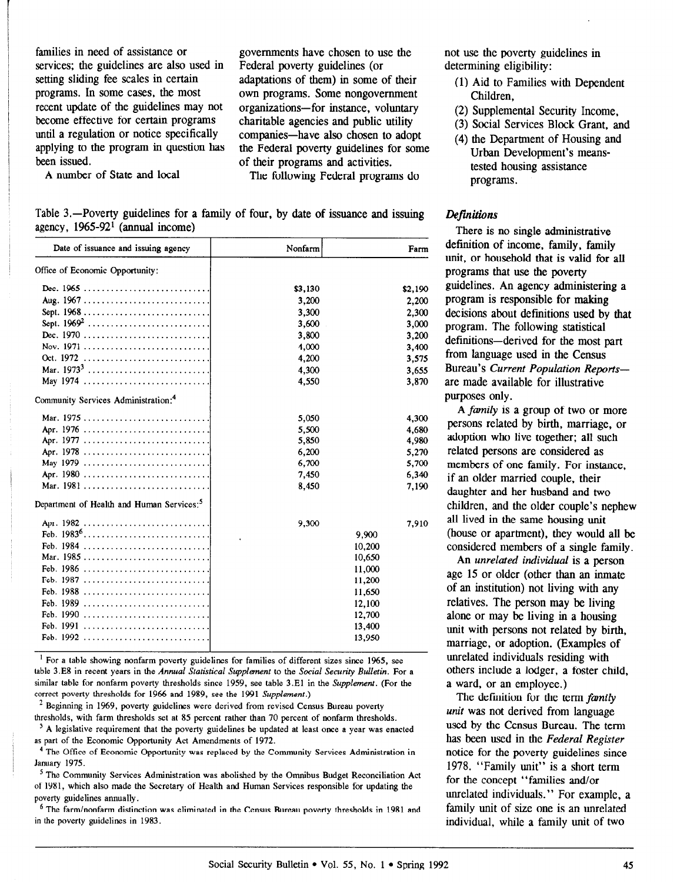families in need of assistance or services; the guidelines are also used in setting sliding fee scales in certain programs. In some cases, the most recent update of the guidelines may not become effective for certain programs until a regulation or notice specifically applying to the program in question has been issued.

A number of State and local governments have chosen to use the Federal poverty guidelines (or adaptations of them) in some of their own programs. Some nongovernment organizations—for instance, voluntary charitable agencies and public utility companies—have also chosen to adopt the Federal poverty guidelines for some of their programs and activities.

The following Federal programs do not use the poverty guidelines in determining eligibility:

(1) Aid to Families with Dependent Children,
(2) Supplemental Security Income,
(3) Social Services Block Grant, and
(4) the Department of Housing and Urban Development's means-tested housing assistance programs.

Table 3.—Poverty guidelines for a family of four, by date of issuance and issuing agency, 1965-92[1] (annual income)

| Date of issuance and issuing agency | Nonfarm | Farm |
|---|---|---|
| Office of Economic Opportunity: | | |
| Dec. 1965 | $3,130 | $2,190 |
| Aug. 1967 | 3,200 | 2,200 |
| Sept. 1968 | 3,300 | 2,300 |
| Sept. 1969[2] | 3,600 | 3,000 |
| Dec. 1970 | 3,800 | 3,200 |
| Nov. 1971 | 4,000 | 3,400 |
| Oct. 1972 | 4,200 | 3,575 |
| Mar. 1973[3] | 4,300 | 3,655 |
| May 1974 | 4,550 | 3,870 |
| Community Services Administration:[4] | | |
| Mar. 1975 | 5,050 | 4,300 |
| Apr. 1976 | 5,500 | 4,680 |
| Apr. 1977 | 5,850 | 4,980 |
| Apr. 1978 | 6,200 | 5,270 |
| May 1979 | 6,700 | 5,700 |
| Apr. 1980 | 7,450 | 6,340 |
| Mar. 1981 | 8,450 | 7,190 |
| Department of Health and Human Services:[5] | | |
| Apr. 1982 | 9,300 | 7,910 |
| Feb. 1983[6] | 9,900 | |
| Feb. 1984 | 10,200 | |
| Mar. 1985 | 10,650 | |
| Feb. 1986 | 11,000 | |
| Feb. 1987 | 11,200 | |
| Feb. 1988 | 11,650 | |
| Feb. 1989 | 12,100 | |
| Feb. 1990 | 12,700 | |
| Feb. 1991 | 13,400 | |
| Feb. 1992 | 13,950 | |

[1] For a table showing nonfarm poverty guidelines for families of different sizes since 1965, see table 3.E8 in recent years in the *Annual Statistical Supplement* to the *Social Security Bulletin*. For a similar table for nonfarm poverty thresholds since 1959, see table 3.E1 in the *Supplement*. (For the correct poverty thresholds for 1966 and 1989, see the 1991 *Supplement*.)

[2] Beginning in 1969, poverty guidelines were derived from revised Census Bureau poverty thresholds, with farm thresholds set at 85 percent rather than 70 percent of nonfarm thresholds.

[3] A legislative requirement that the poverty guidelines be updated at least once a year was enacted as part of the Economic Opportunity Act Amendments of 1972.

[4] The Office of Economic Opportunity was replaced by the Community Services Administration in January 1975.

[5] The Community Services Administration was abolished by the Omnibus Budget Reconciliation Act of 1981, which also made the Secretary of Health and Human Services responsible for updating the poverty guidelines annually.

[6] The farm/nonfarm distinction was eliminated in the Census Bureau poverty thresholds in 1981 and in the poverty guidelines in 1983.

### *Definitions*

There is no single administrative definition of income, family, family unit, or household that is valid for all programs that use the poverty guidelines. An agency administering a program is responsible for making decisions about definitions used by that program. The following statistical definitions—derived for the most part from language used in the Census Bureau's *Current Population Reports*—are made available for illustrative purposes only.

A *family* is a group of two or more persons related by birth, marriage, or adoption who live together; all such related persons are considered as members of one family. For instance, if an older married couple, their daughter and her husband and two children, and the older couple's nephew all lived in the same housing unit (house or apartment), they would all be considered members of a single family.

An *unrelated individual* is a person age 15 or older (other than an inmate of an institution) not living with any relatives. The person may be living alone or may be living in a housing unit with persons not related by birth, marriage, or adoption. (Examples of unrelated individuals residing with others include a lodger, a foster child, a ward, or an employee.)

The definition for the term *family unit* was not derived from language used by the Census Bureau. The term has been used in the *Federal Register* notice for the poverty guidelines since 1978. "Family unit" is a short term for the concept "families and/or unrelated individuals." For example, a family unit of size one is an unrelated individual, while a family unit of two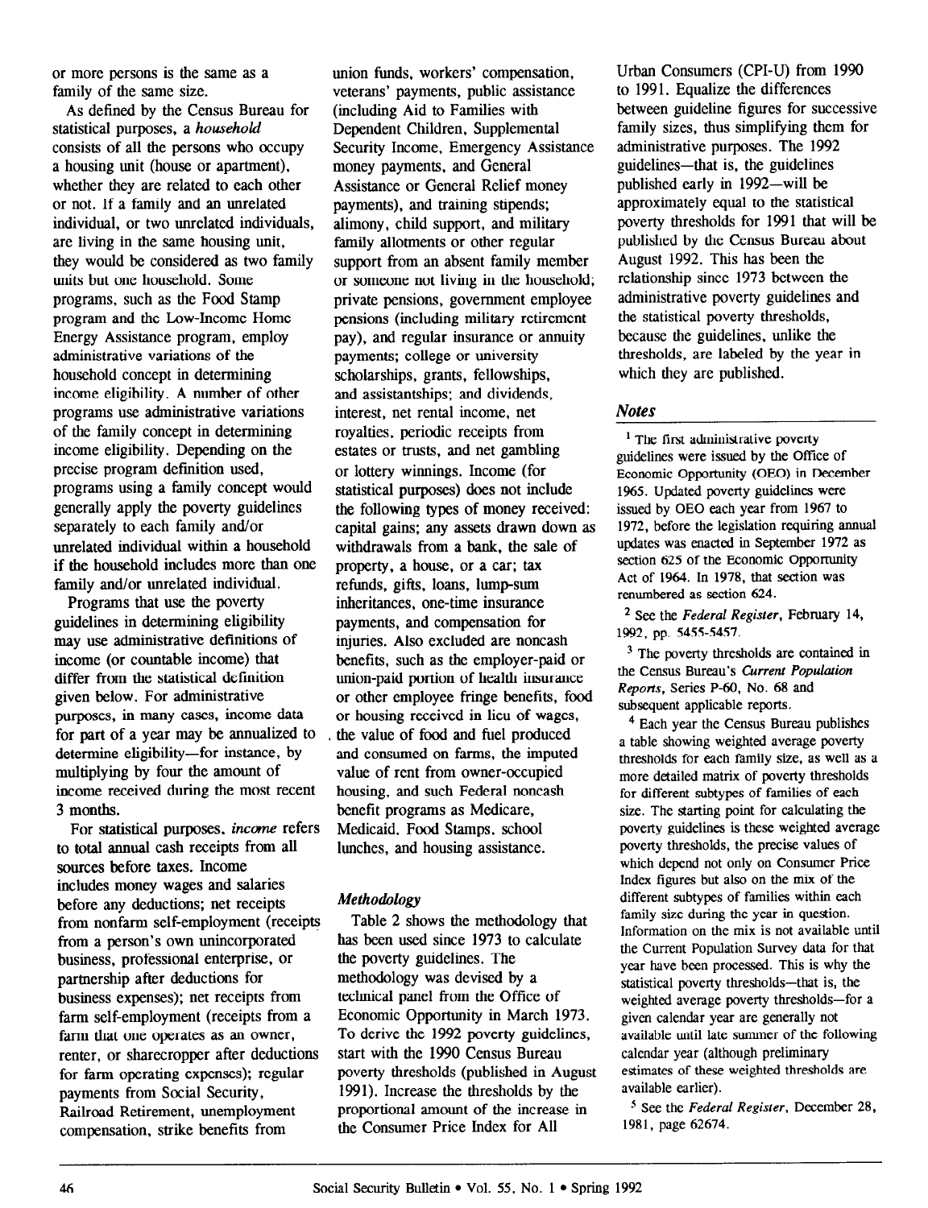or more persons is the same as a family of the same size.

As defined by the Census Bureau for statistical purposes, a *household* consists of all the persons who occupy a housing unit (house or apartment), whether they are related to each other or not. If a family and an unrelated individual, or two unrelated individuals, are living in the same housing unit, they would be considered as two family units but one household. Some programs, such as the Food Stamp program and the Low-Income Home Energy Assistance program, employ administrative variations of the household concept in determining income eligibility. A number of other programs use administrative variations of the family concept in determining income eligibility. Depending on the precise program definition used, programs using a family concept would generally apply the poverty guidelines separately to each family and/or unrelated individual within a household if the household includes more than one family and/or unrelated individual.

Programs that use the poverty guidelines in determining eligibility may use administrative definitions of income (or countable income) that differ from the statistical definition given below. For administrative purposes, in many cases, income data for part of a year may be annualized to determine eligibility—for instance, by multiplying by four the amount of income received during the most recent 3 months.

For statistical purposes, *income* refers to total annual cash receipts from all sources before taxes. Income includes money wages and salaries before any deductions; net receipts from nonfarm self-employment (receipts from a person's own unincorporated business, professional enterprise, or partnership after deductions for business expenses); net receipts from farm self-employment (receipts from a farm that one operates as an owner, renter, or sharecropper after deductions for farm operating expenses); regular payments from Social Security, Railroad Retirement, unemployment compensation, strike benefits from union funds, workers' compensation, veterans' payments, public assistance (including Aid to Families with Dependent Children, Supplemental Security Income, Emergency Assistance money payments, and General Assistance or General Relief money payments), and training stipends; alimony, child support, and military family allotments or other regular support from an absent family member or someone not living in the household; private pensions, government employee pensions (including military retirement pay), and regular insurance or annuity payments; college or university scholarships, grants, fellowships, and assistantships; and dividends, interest, net rental income, net royalties, periodic receipts from estates or trusts, and net gambling or lottery winnings. Income (for statistical purposes) does not include the following types of money received: capital gains; any assets drawn down as withdrawals from a bank, the sale of property, a house, or a car; tax refunds, gifts, loans, lump-sum inheritances, one-time insurance payments, and compensation for injuries. Also excluded are noncash benefits, such as the employer-paid or union-paid portion of health insurance or other employee fringe benefits, food or housing received in lieu of wages, the value of food and fuel produced and consumed on farms, the imputed value of rent from owner-occupied housing, and such Federal noncash benefit programs as Medicare, Medicaid, Food Stamps, school lunches, and housing assistance.

### *Methodology*

Table 2 shows the methodology that has been used since 1973 to calculate the poverty guidelines. The methodology was devised by a technical panel from the Office of Economic Opportunity in March 1973. To derive the 1992 poverty guidelines, start with the 1990 Census Bureau poverty thresholds (published in August 1991). Increase the thresholds by the proportional amount of the increase in the Consumer Price Index for All Urban Consumers (CPI-U) from 1990 to 1991. Equalize the differences between guideline figures for successive family sizes, thus simplifying them for administrative purposes. The 1992 guidelines—that is, the guidelines published early in 1992—will be approximately equal to the statistical poverty thresholds for 1991 that will be published by the Census Bureau about August 1992. This has been the relationship since 1973 between the administrative poverty guidelines and the statistical poverty thresholds, because the guidelines, unlike the thresholds, are labeled by the year in which they are published.

### *Notes*

[1] The first administrative poverty guidelines were issued by the Office of Economic Opportunity (OEO) in December 1965. Updated poverty guidelines were issued by OEO each year from 1967 to 1972, before the legislation requiring annual updates was enacted in September 1972 as section 625 of the Economic Opportunity Act of 1964. In 1978, that section was renumbered as section 624.

[2] See the *Federal Register*, February 14, 1992, pp. 5455-5457.

[3] The poverty thresholds are contained in the Census Bureau's *Current Population Reports*, Series P-60, No. 68 and subsequent applicable reports.

[4] Each year the Census Bureau publishes a table showing weighted average poverty thresholds for each family size, as well as a more detailed matrix of poverty thresholds for different subtypes of families of each size. The starting point for calculating the poverty guidelines is these weighted average poverty thresholds, the precise values of which depend not only on Consumer Price Index figures but also on the mix of the different subtypes of families within each family size during the year in question. Information on the mix is not available until the Current Population Survey data for that year have been processed. This is why the statistical poverty thresholds—that is, the weighted average poverty thresholds—for a given calendar year are generally not available until late summer of the following calendar year (although preliminary estimates of these weighted thresholds are available earlier).

[5] See the *Federal Register*, December 28, 1981, page 62674.